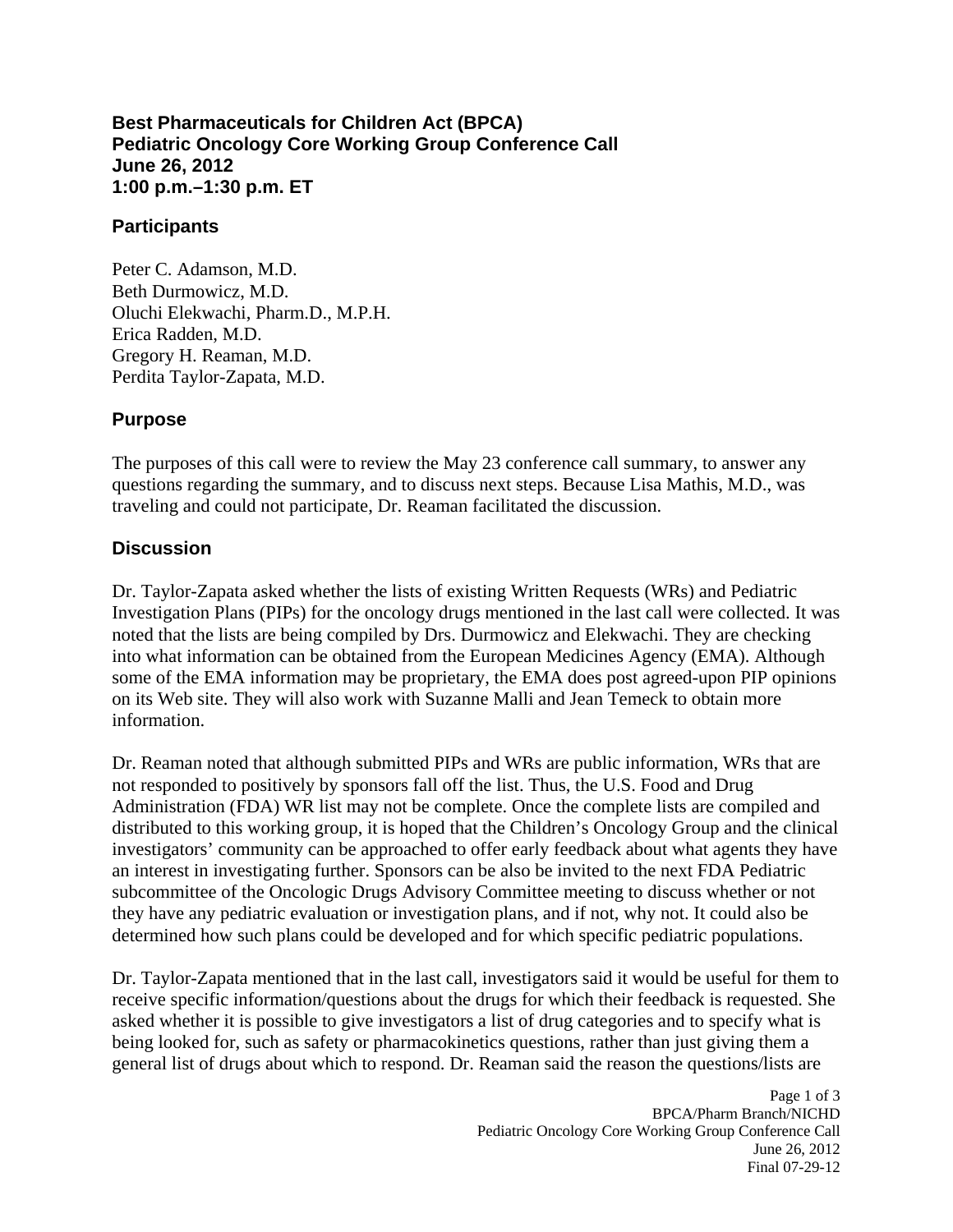# Best Pharmaceuticals for Children Act (BPCA)
# Pediatric Oncology Core Working Group Conference Call
# June 26, 2012
# 1:00 p.m.–1:30 p.m. ET

## Participants

Peter C. Adamson, M.D.
Beth Durmowicz, M.D.
Oluchi Elekwachi, Pharm.D., M.P.H.
Erica Radden, M.D.
Gregory H. Reaman, M.D.
Perdita Taylor-Zapata, M.D.

## Purpose

The purposes of this call were to review the May 23 conference call summary, to answer any questions regarding the summary, and to discuss next steps. Because Lisa Mathis, M.D., was traveling and could not participate, Dr. Reaman facilitated the discussion.

## Discussion

Dr. Taylor-Zapata asked whether the lists of existing Written Requests (WRs) and Pediatric Investigation Plans (PIPs) for the oncology drugs mentioned in the last call were collected. It was noted that the lists are being compiled by Drs. Durmowicz and Elekwachi. They are checking into what information can be obtained from the European Medicines Agency (EMA). Although some of the EMA information may be proprietary, the EMA does post agreed-upon PIP opinions on its Web site. They will also work with Suzanne Malli and Jean Temeck to obtain more information.

Dr. Reaman noted that although submitted PIPs and WRs are public information, WRs that are not responded to positively by sponsors fall off the list. Thus, the U.S. Food and Drug Administration (FDA) WR list may not be complete. Once the complete lists are compiled and distributed to this working group, it is hoped that the Children's Oncology Group and the clinical investigators' community can be approached to offer early feedback about what agents they have an interest in investigating further. Sponsors can be also be invited to the next FDA Pediatric subcommittee of the Oncologic Drugs Advisory Committee meeting to discuss whether or not they have any pediatric evaluation or investigation plans, and if not, why not. It could also be determined how such plans could be developed and for which specific pediatric populations.

Dr. Taylor-Zapata mentioned that in the last call, investigators said it would be useful for them to receive specific information/questions about the drugs for which their feedback is requested. She asked whether it is possible to give investigators a list of drug categories and to specify what is being looked for, such as safety or pharmacokinetics questions, rather than just giving them a general list of drugs about which to respond. Dr. Reaman said the reason the questions/lists are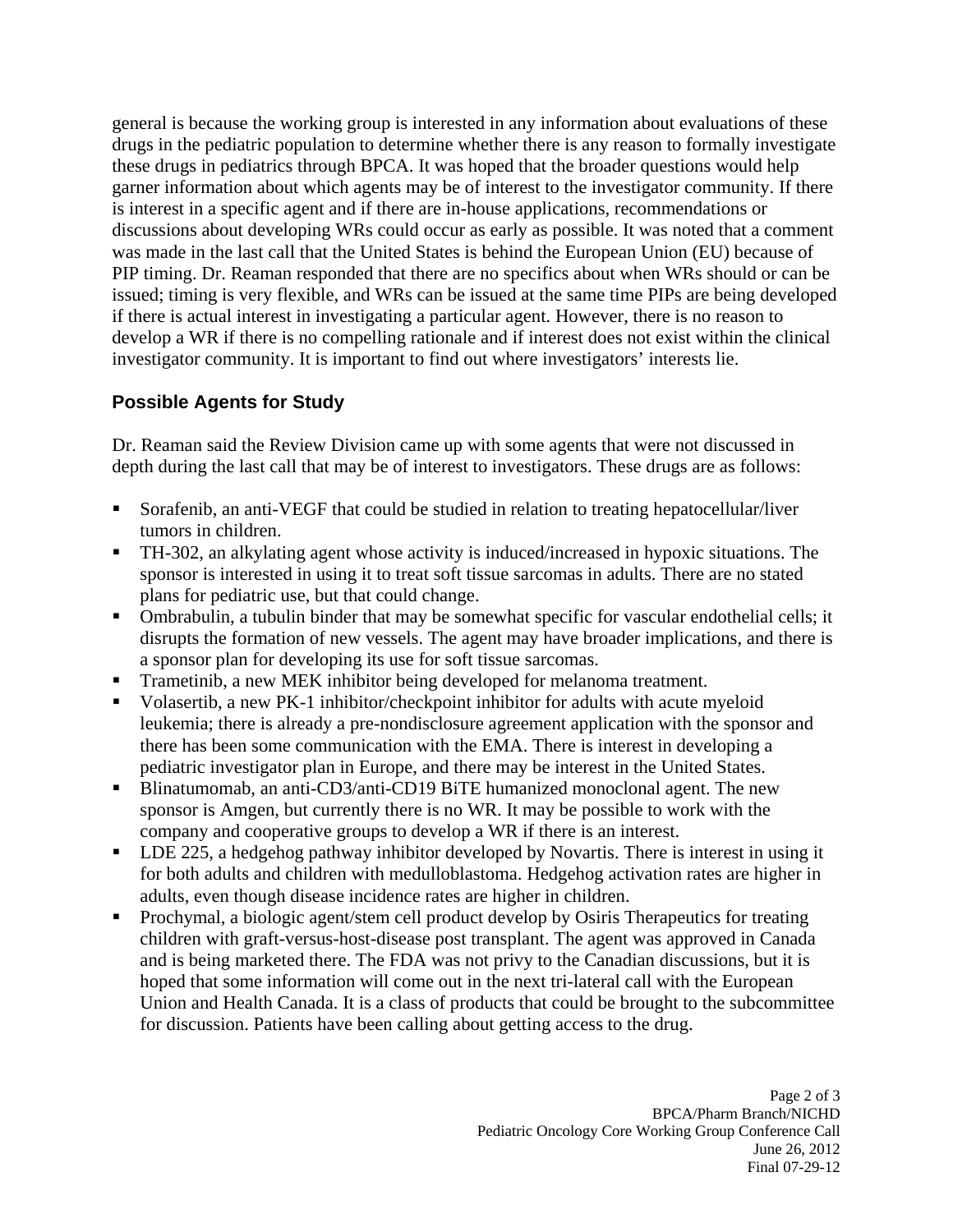general is because the working group is interested in any information about evaluations of these drugs in the pediatric population to determine whether there is any reason to formally investigate these drugs in pediatrics through BPCA. It was hoped that the broader questions would help garner information about which agents may be of interest to the investigator community. If there is interest in a specific agent and if there are in-house applications, recommendations or discussions about developing WRs could occur as early as possible. It was noted that a comment was made in the last call that the United States is behind the European Union (EU) because of PIP timing. Dr. Reaman responded that there are no specifics about when WRs should or can be issued; timing is very flexible, and WRs can be issued at the same time PIPs are being developed if there is actual interest in investigating a particular agent. However, there is no reason to develop a WR if there is no compelling rationale and if interest does not exist within the clinical investigator community. It is important to find out where investigators' interests lie.

## Possible Agents for Study

Dr. Reaman said the Review Division came up with some agents that were not discussed in depth during the last call that may be of interest to investigators. These drugs are as follows:

- Sorafenib, an anti-VEGF that could be studied in relation to treating hepatocellular/liver tumors in children.
- TH-302, an alkylating agent whose activity is induced/increased in hypoxic situations. The sponsor is interested in using it to treat soft tissue sarcomas in adults. There are no stated plans for pediatric use, but that could change.
- Ombrabulin, a tubulin binder that may be somewhat specific for vascular endothelial cells; it disrupts the formation of new vessels. The agent may have broader implications, and there is a sponsor plan for developing its use for soft tissue sarcomas.
- Trametinib, a new MEK inhibitor being developed for melanoma treatment.
- Volasertib, a new PK-1 inhibitor/checkpoint inhibitor for adults with acute myeloid leukemia; there is already a pre-nondisclosure agreement application with the sponsor and there has been some communication with the EMA. There is interest in developing a pediatric investigator plan in Europe, and there may be interest in the United States.
- Blinatumomab, an anti-CD3/anti-CD19 BiTE humanized monoclonal agent. The new sponsor is Amgen, but currently there is no WR. It may be possible to work with the company and cooperative groups to develop a WR if there is an interest.
- LDE 225, a hedgehog pathway inhibitor developed by Novartis. There is interest in using it for both adults and children with medulloblastoma. Hedgehog activation rates are higher in adults, even though disease incidence rates are higher in children.
- Prochymal, a biologic agent/stem cell product develop by Osiris Therapeutics for treating children with graft-versus-host-disease post transplant. The agent was approved in Canada and is being marketed there. The FDA was not privy to the Canadian discussions, but it is hoped that some information will come out in the next tri-lateral call with the European Union and Health Canada. It is a class of products that could be brought to the subcommittee for discussion. Patients have been calling about getting access to the drug.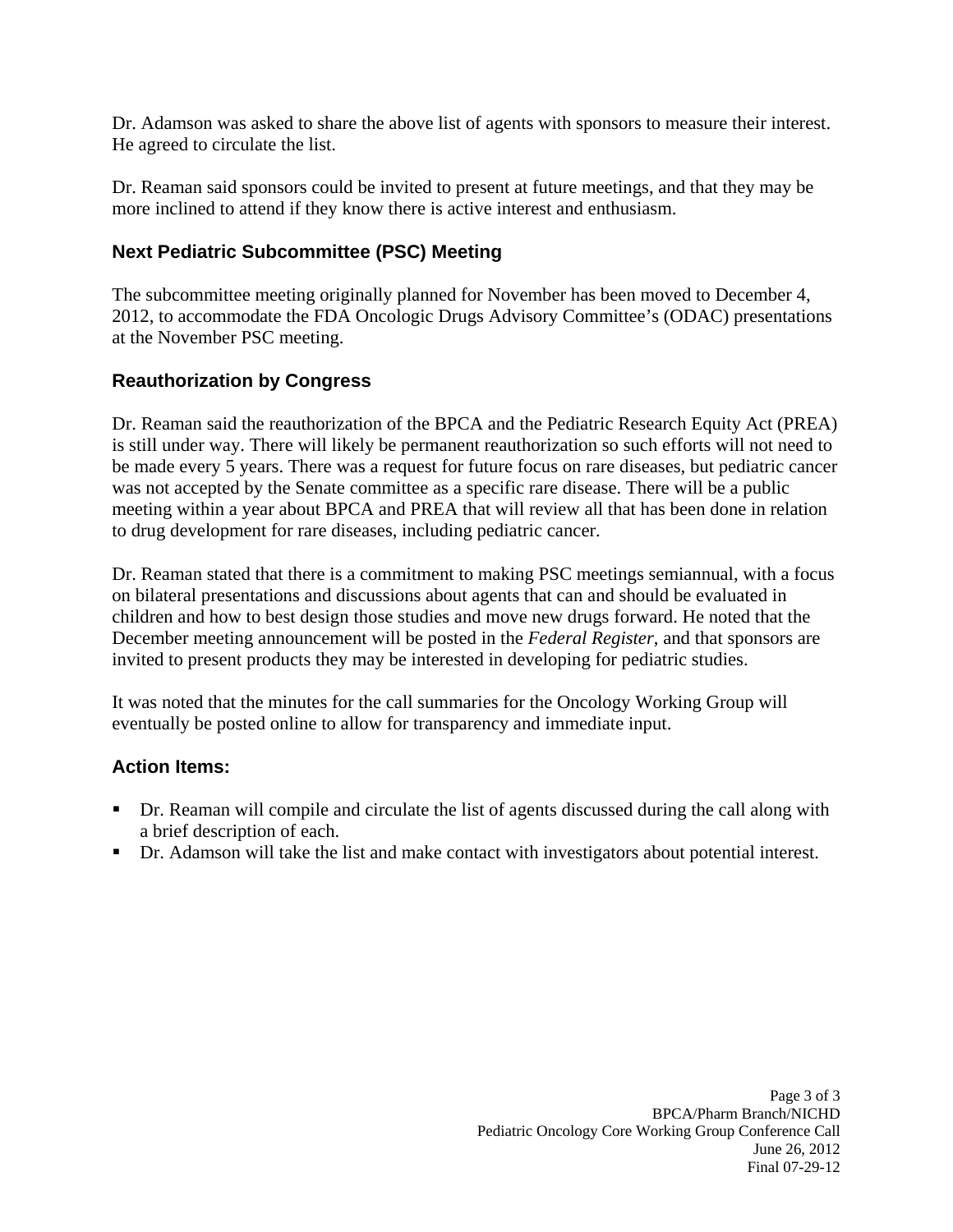Dr. Adamson was asked to share the above list of agents with sponsors to measure their interest. He agreed to circulate the list.

Dr. Reaman said sponsors could be invited to present at future meetings, and that they may be more inclined to attend if they know there is active interest and enthusiasm.

### Next Pediatric Subcommittee (PSC) Meeting

The subcommittee meeting originally planned for November has been moved to December 4, 2012, to accommodate the FDA Oncologic Drugs Advisory Committee's (ODAC) presentations at the November PSC meeting.

### Reauthorization by Congress

Dr. Reaman said the reauthorization of the BPCA and the Pediatric Research Equity Act (PREA) is still under way. There will likely be permanent reauthorization so such efforts will not need to be made every 5 years. There was a request for future focus on rare diseases, but pediatric cancer was not accepted by the Senate committee as a specific rare disease. There will be a public meeting within a year about BPCA and PREA that will review all that has been done in relation to drug development for rare diseases, including pediatric cancer.

Dr. Reaman stated that there is a commitment to making PSC meetings semiannual, with a focus on bilateral presentations and discussions about agents that can and should be evaluated in children and how to best design those studies and move new drugs forward. He noted that the December meeting announcement will be posted in the *Federal Register*, and that sponsors are invited to present products they may be interested in developing for pediatric studies.

It was noted that the minutes for the call summaries for the Oncology Working Group will eventually be posted online to allow for transparency and immediate input.

### Action Items:

- Dr. Reaman will compile and circulate the list of agents discussed during the call along with a brief description of each.
- Dr. Adamson will take the list and make contact with investigators about potential interest.